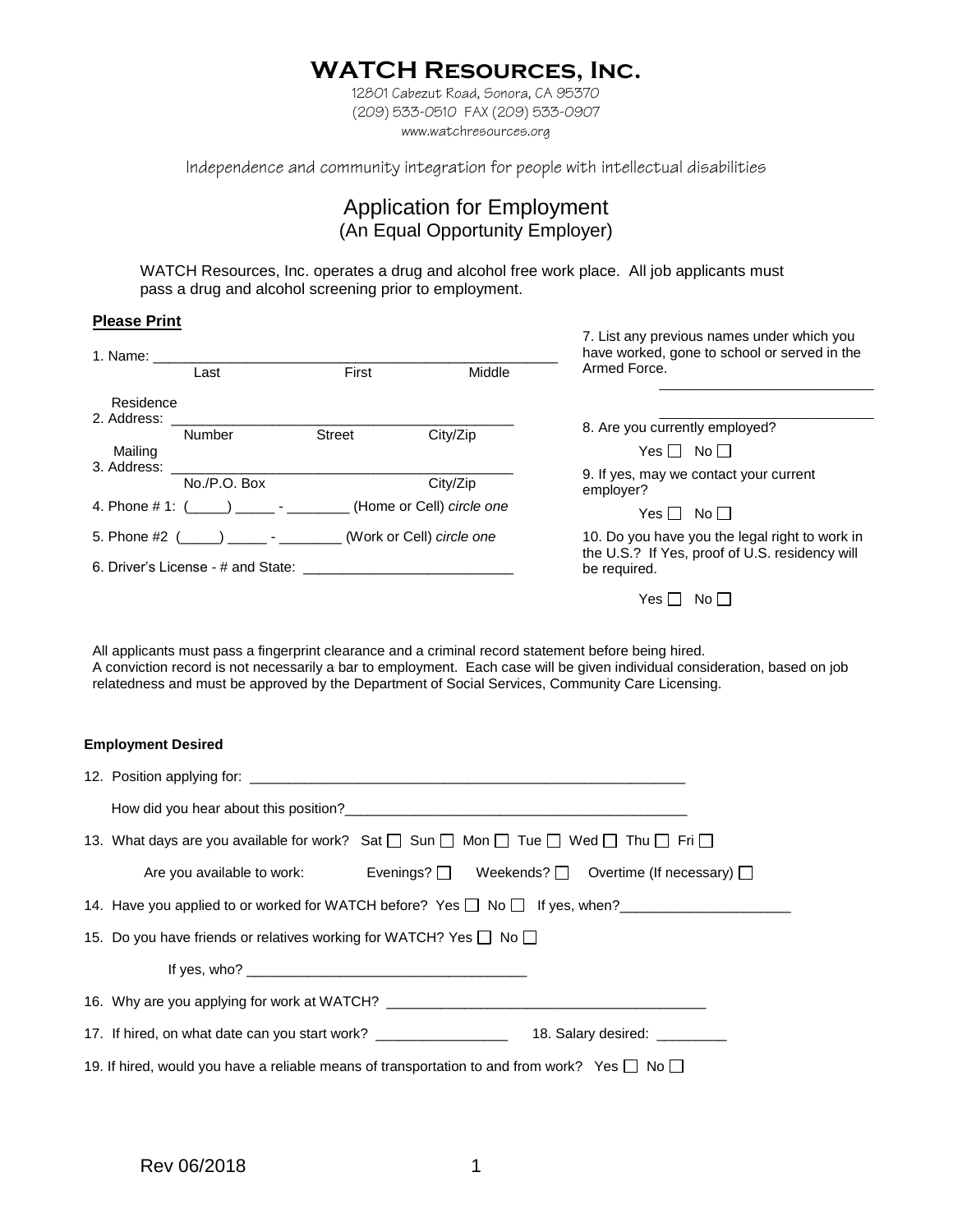# WATCH Resources, Inc.

12801 Cabezut Road, Sonora, CA 95370
(209) 533-0510 FAX (209) 533-0907
www.watchresources.org

Independence and community integration for people with intellectual disabilities

## Application for Employment
(An Equal Opportunity Employer)

WATCH Resources, Inc. operates a drug and alcohol free work place. All job applicants must pass a drug and alcohol screening prior to employment.

**Please Print**

1. Name: ______________________________________________
   Last First Middle

2. Residence Address: ______________________________________
   Number Street City/Zip

3. Mailing Address: ______________________________________
   No./P.O. Box City/Zip

4. Phone # 1: (_____) _____ - ________ (Home or Cell) *circle one*

5. Phone #2 (_____) _____ - ________ (Work or Cell) *circle one*

6. Driver's License - # and State: ___________________________

7. List any previous names under which you have worked, gone to school or served in the Armed Force.
   ___________________________
   ___________________________

8. Are you currently employed?
   Yes ☐ No ☐

9. If yes, may we contact your current employer?
   Yes ☐ No ☐

10. Do you have you the legal right to work in the U.S.? If Yes, proof of U.S. residency will be required.
    Yes ☐ No ☐

All applicants must pass a fingerprint clearance and a criminal record statement before being hired.
A conviction record is not necessarily a bar to employment. Each case will be given individual consideration, based on job relatedness and must be approved by the Department of Social Services, Community Care Licensing.

**Employment Desired**

12. Position applying for: ___________________________________________________________

    How did you hear about this position?______________________________________________

13. What days are you available for work? Sat ☐ Sun ☐ Mon ☐ Tue ☐ Wed ☐ Thu ☐ Fri ☐

    Are you available to work: Evenings? ☐ Weekends? ☐ Overtime (If necessary) ☐

14. Have you applied to or worked for WATCH before? Yes ☐ No ☐ If yes, when?______________________

15. Do you have friends or relatives working for WATCH? Yes ☐ No ☐

    If yes, who? ___________________________________

16. Why are you applying for work at WATCH? _________________________________________

17. If hired, on what date can you start work? _________________ 18. Salary desired: _________

19. If hired, would you have a reliable means of transportation to and from work? Yes ☐ No ☐

Rev 06/2018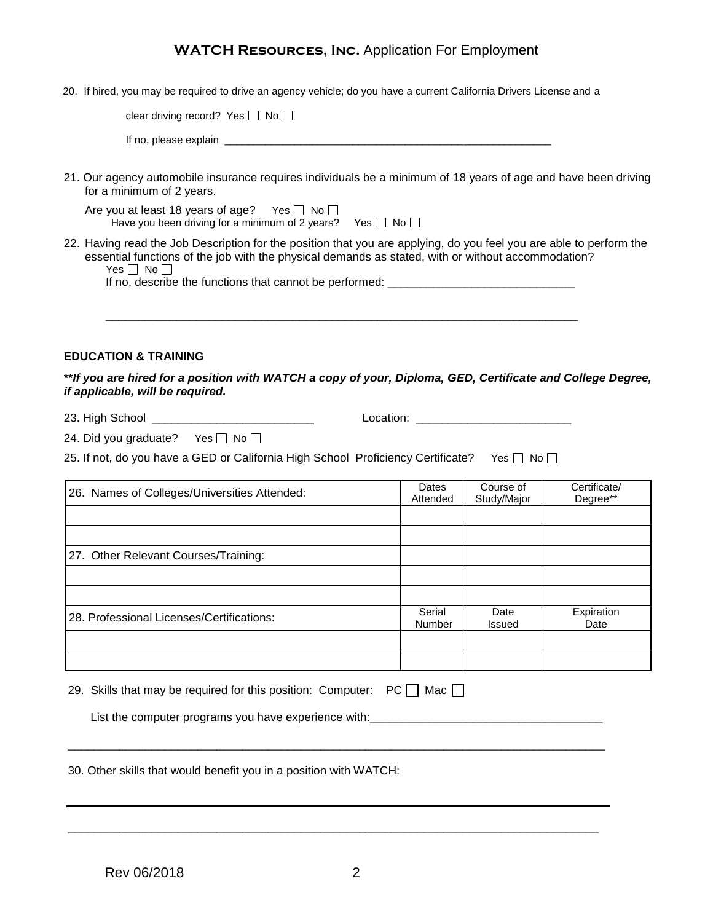# WATCH Resources, Inc. Application For Employment

20. If hired, you may be required to drive an agency vehicle; do you have a current California Drivers License and a clear driving record? Yes ☐ No ☐

    If no, please explain ___________________________________________________________

21. Our agency automobile insurance requires individuals be a minimum of 18 years of age and have been driving for a minimum of 2 years.

    Are you at least 18 years of age? Yes ☐ No ☐
    Have you been driving for a minimum of 2 years? Yes ☐ No ☐

22. Having read the Job Description for the position that you are applying, do you feel you are able to perform the essential functions of the job with the physical demands as stated, with or without accommodation?
    Yes ☐ No ☐
    If no, describe the functions that cannot be performed: _______________________________

    ______________________________________________________________________________

**EDUCATION & TRAINING**

***\*\*If you are hired for a position with WATCH a copy of your, Diploma, GED, Certificate and College Degree, if applicable, will be required.***

23. High School __________________________ Location: _________________________

24. Did you graduate? Yes ☐ No ☐

25. If not, do you have a GED or California High School Proficiency Certificate? Yes ☐ No ☐

| 26. Names of Colleges/Universities Attended: | Dates Attended | Course of Study/Major | Certificate/ Degree** |
|---|---|---|---|
| | | | |
| | | | |
| 27. Other Relevant Courses/Training: | | | |
| | | | |
| | | | |
| 28. Professional Licenses/Certifications: | Serial Number | Date Issued | Expiration Date |
| | | | |
| | | | |

29. Skills that may be required for this position: Computer: PC ☐ Mac ☐

    List the computer programs you have experience with:_____________________________________

    ______________________________________________________________________________

30. Other skills that would benefit you in a position with WATCH:

______________________________________________________________________________

______________________________________________________________________________

Rev 06/2018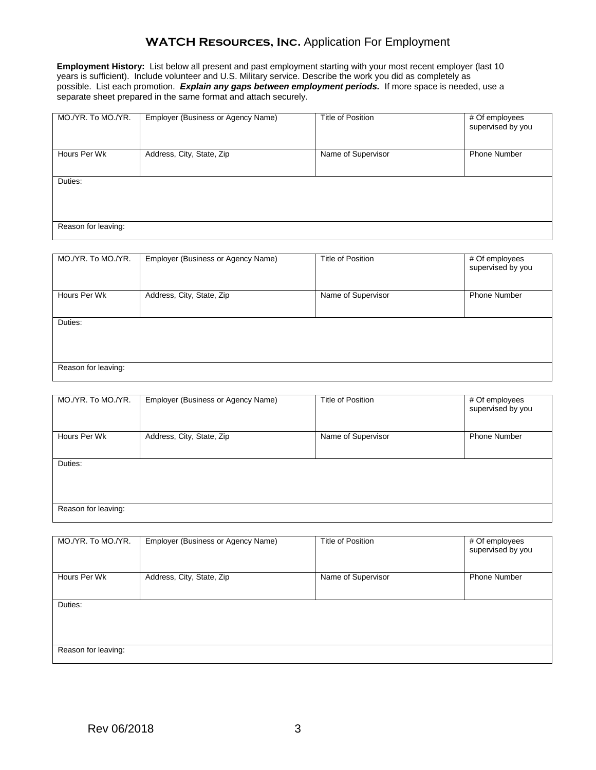# **WATCH Resources, Inc.** Application For Employment

**Employment History:** List below all present and past employment starting with your most recent employer (last 10 years is sufficient). Include volunteer and U.S. Military service. Describe the work you did as completely as possible. List each promotion. ***Explain any gaps between employment periods.*** If more space is needed, use a separate sheet prepared in the same format and attach securely.

| | | | |
|---|---|---|---|
| MO./YR. To MO./YR. | Employer (Business or Agency Name) | Title of Position | # Of employees supervised by you |
| Hours Per Wk | Address, City, State, Zip | Name of Supervisor | Phone Number |
| Duties: | | | |
| Reason for leaving: | | | |

| | | | |
|---|---|---|---|
| MO./YR. To MO./YR. | Employer (Business or Agency Name) | Title of Position | # Of employees supervised by you |
| Hours Per Wk | Address, City, State, Zip | Name of Supervisor | Phone Number |
| Duties: | | | |
| Reason for leaving: | | | |

| | | | |
|---|---|---|---|
| MO./YR. To MO./YR. | Employer (Business or Agency Name) | Title of Position | # Of employees supervised by you |
| Hours Per Wk | Address, City, State, Zip | Name of Supervisor | Phone Number |
| Duties: | | | |
| Reason for leaving: | | | |

| | | | |
|---|---|---|---|
| MO./YR. To MO./YR. | Employer (Business or Agency Name) | Title of Position | # Of employees supervised by you |
| Hours Per Wk | Address, City, State, Zip | Name of Supervisor | Phone Number |
| Duties: | | | |
| Reason for leaving: | | | |

Rev 06/2018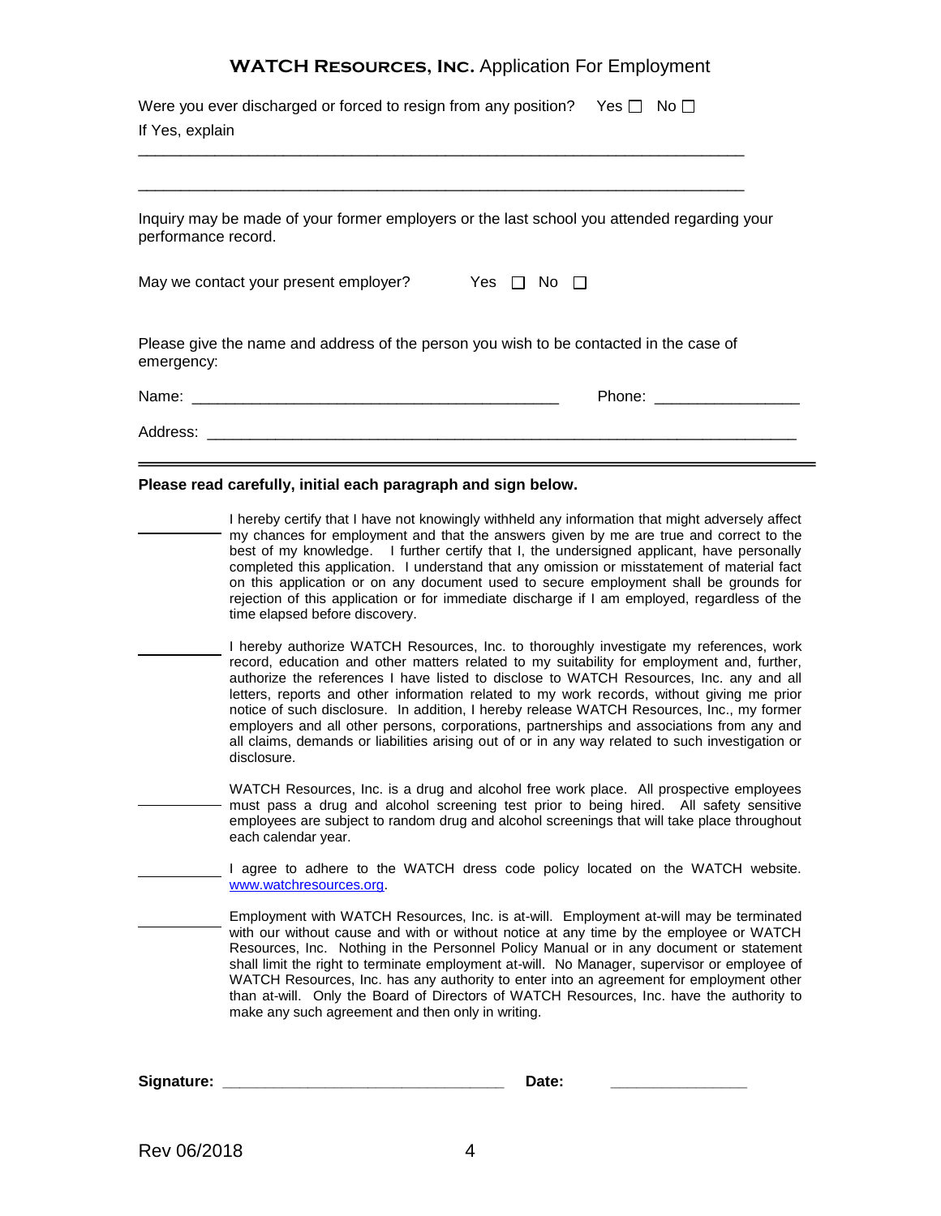## **WATCH RESOURCES, INC.** Application For Employment

Were you ever discharged or forced to resign from any position? Yes ☐ No ☐

If Yes, explain

\_\_\_\_\_\_\_\_\_\_\_\_\_\_\_\_\_\_\_\_\_\_\_\_\_\_\_\_\_\_\_\_\_\_\_\_\_\_\_\_\_\_\_\_\_\_\_\_\_\_\_\_\_\_\_\_\_\_\_\_\_\_\_\_\_\_\_\_\_\_

\_\_\_\_\_\_\_\_\_\_\_\_\_\_\_\_\_\_\_\_\_\_\_\_\_\_\_\_\_\_\_\_\_\_\_\_\_\_\_\_\_\_\_\_\_\_\_\_\_\_\_\_\_\_\_\_\_\_\_\_\_\_\_\_\_\_\_\_\_\_

Inquiry may be made of your former employers or the last school you attended regarding your performance record.

May we contact your present employer? Yes ☐ No ☐

Please give the name and address of the person you wish to be contacted in the case of emergency:

Name: \_\_\_\_\_\_\_\_\_\_\_\_\_\_\_\_\_\_\_\_\_\_\_\_\_\_\_\_\_\_\_\_\_\_\_\_\_\_\_\_\_\_\_\_ Phone: \_\_\_\_\_\_\_\_\_\_\_\_\_\_\_\_\_

Address: \_\_\_\_\_\_\_\_\_\_\_\_\_\_\_\_\_\_\_\_\_\_\_\_\_\_\_\_\_\_\_\_\_\_\_\_\_\_\_\_\_\_\_\_\_\_\_\_\_\_\_\_\_\_\_\_\_\_\_\_\_\_\_\_\_\_\_\_\_

---

**Please read carefully, initial each paragraph and sign below.**

\_\_\_\_\_\_\_\_\_\_ I hereby certify that I have not knowingly withheld any information that might adversely affect my chances for employment and that the answers given by me are true and correct to the best of my knowledge. I further certify that I, the undersigned applicant, have personally completed this application. I understand that any omission or misstatement of material fact on this application or on any document used to secure employment shall be grounds for rejection of this application or for immediate discharge if I am employed, regardless of the time elapsed before discovery.

\_\_\_\_\_\_\_\_\_\_ I hereby authorize WATCH Resources, Inc. to thoroughly investigate my references, work record, education and other matters related to my suitability for employment and, further, authorize the references I have listed to disclose to WATCH Resources, Inc. any and all letters, reports and other information related to my work records, without giving me prior notice of such disclosure. In addition, I hereby release WATCH Resources, Inc., my former employers and all other persons, corporations, partnerships and associations from any and all claims, demands or liabilities arising out of or in any way related to such investigation or disclosure.

\_\_\_\_\_\_\_\_\_\_ WATCH Resources, Inc. is a drug and alcohol free work place. All prospective employees must pass a drug and alcohol screening test prior to being hired. All safety sensitive employees are subject to random drug and alcohol screenings that will take place throughout each calendar year.

\_\_\_\_\_\_\_\_\_\_ I agree to adhere to the WATCH dress code policy located on the WATCH website. www.watchresources.org.

\_\_\_\_\_\_\_\_\_\_ Employment with WATCH Resources, Inc. is at-will. Employment at-will may be terminated with our without cause and with or without notice at any time by the employee or WATCH Resources, Inc. Nothing in the Personnel Policy Manual or in any document or statement shall limit the right to terminate employment at-will. No Manager, supervisor or employee of WATCH Resources, Inc. has any authority to enter into an agreement for employment other than at-will. Only the Board of Directors of WATCH Resources, Inc. have the authority to make any such agreement and then only in writing.

**Signature: \_\_\_\_\_\_\_\_\_\_\_\_\_\_\_\_\_\_\_\_\_\_\_\_\_\_\_\_\_\_\_\_\_ Date: \_\_\_\_\_\_\_\_\_\_\_\_\_\_\_\_**

Rev 06/2018